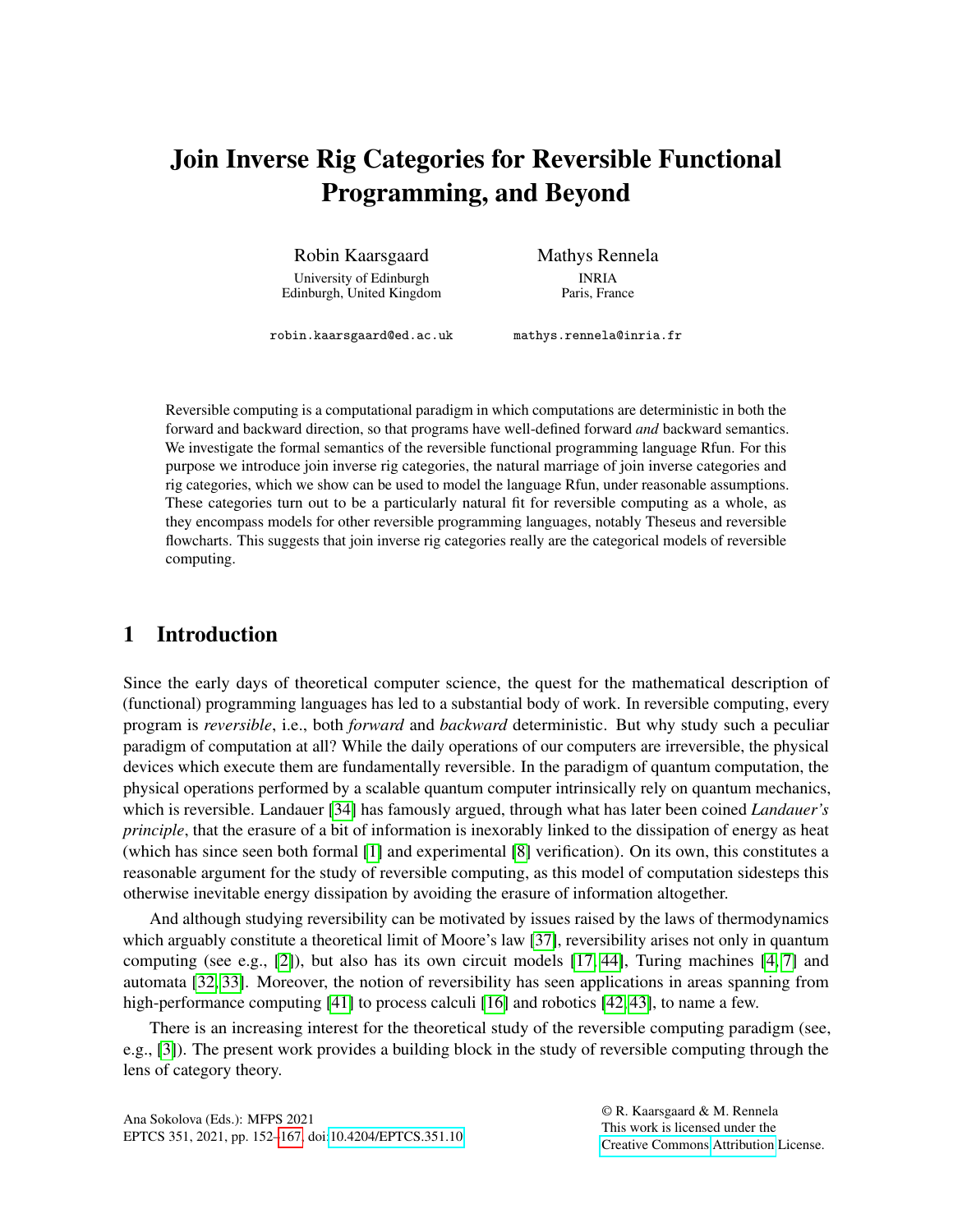# Join Inverse Rig Categories for Reversible Functional Programming, and Beyond

Robin Kaarsgaard
University of Edinburgh
Edinburgh, United Kingdom
robin.kaarsgaard@ed.ac.uk

Mathys Rennela
INRIA
Paris, France
mathys.rennela@inria.fr

Reversible computing is a computational paradigm in which computations are deterministic in both the forward and backward direction, so that programs have well-defined forward *and* backward semantics. We investigate the formal semantics of the reversible functional programming language Rfun. For this purpose we introduce join inverse rig categories, the natural marriage of join inverse categories and rig categories, which we show can be used to model the language Rfun, under reasonable assumptions. These categories turn out to be a particularly natural fit for reversible computing as a whole, as they encompass models for other reversible programming languages, notably Theseus and reversible flowcharts. This suggests that join inverse rig categories really are the categorical models of reversible computing.

## 1 Introduction

Since the early days of theoretical computer science, the quest for the mathematical description of (functional) programming languages has led to a substantial body of work. In reversible computing, every program is *reversible*, i.e., both *forward* and *backward* deterministic. But why study such a peculiar paradigm of computation at all? While the daily operations of our computers are irreversible, the physical devices which execute them are fundamentally reversible. In the paradigm of quantum computation, the physical operations performed by a scalable quantum computer intrinsically rely on quantum mechanics, which is reversible. Landauer [34] has famously argued, through what has later been coined *Landauer's principle*, that the erasure of a bit of information is inexorably linked to the dissipation of energy as heat (which has since seen both formal [1] and experimental [8] verification). On its own, this constitutes a reasonable argument for the study of reversible computing, as this model of computation sidesteps this otherwise inevitable energy dissipation by avoiding the erasure of information altogether.

And although studying reversibility can be motivated by issues raised by the laws of thermodynamics which arguably constitute a theoretical limit of Moore's law [37], reversibility arises not only in quantum computing (see e.g., [2]), but also has its own circuit models [17, 44], Turing machines [4, 7] and automata [32, 33]. Moreover, the notion of reversibility has seen applications in areas spanning from high-performance computing [41] to process calculi [16] and robotics [42, 43], to name a few.

There is an increasing interest for the theoretical study of the reversible computing paradigm (see, e.g., [3]). The present work provides a building block in the study of reversible computing through the lens of category theory.

Ana Sokolova (Eds.): MFPS 2021
EPTCS 351, 2021, pp. 152–167, doi:10.4204/EPTCS.351.10

© R. Kaarsgaard & M. Rennela
This work is licensed under the Creative Commons Attribution License.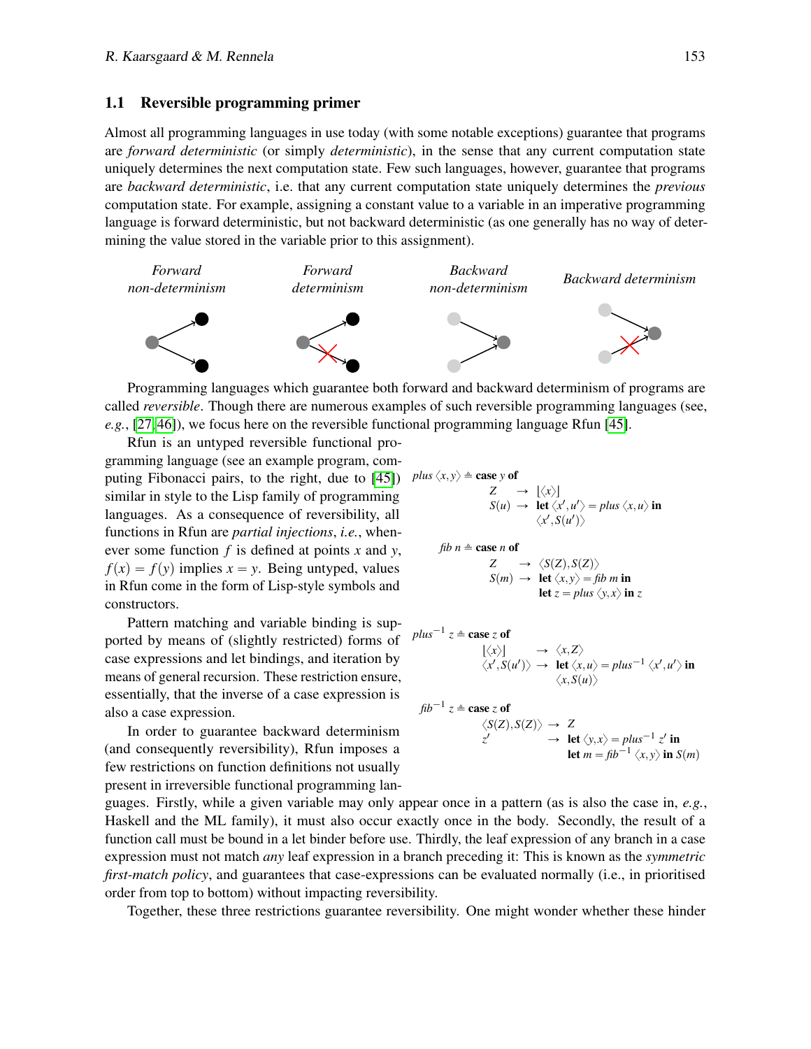## 1.1 Reversible programming primer

Almost all programming languages in use today (with some notable exceptions) guarantee that programs are *forward deterministic* (or simply *deterministic*), in the sense that any current computation state uniquely determines the next computation state. Few such languages, however, guarantee that programs are *backward deterministic*, i.e. that any current computation state uniquely determines the *previous* computation state. For example, assigning a constant value to a variable in an imperative programming language is forward deterministic, but not backward deterministic (as one generally has no way of determining the value stored in the variable prior to this assignment).

*Forward non-determinism* | *Forward determinism* | *Backward non-determinism* | *Backward determinism*

Programming languages which guarantee both forward and backward determinism of programs are called *reversible*. Though there are numerous examples of such reversible programming languages (see, *e.g.*, [27, 46]), we focus here on the reversible functional programming language Rfun [45].

Rfun is an untyped reversible functional programming language (see an example program, computing Fibonacci pairs, to the right, due to [45]) similar in style to the Lisp family of programming languages. As a consequence of reversibility, all functions in Rfun are *partial injections*, *i.e.*, whenever some function $f$ is defined at points $x$ and $y$, $f(x) = f(y)$ implies $x = y$. Being untyped, values in Rfun come in the form of Lisp-style symbols and constructors.

$$
\begin{aligned}
&\mathit{plus}\ \langle x, y\rangle \triangleq \textbf{case}\ y\ \textbf{of} \\
&\qquad Z \quad\ \ \rightarrow\ \lfloor\langle x\rangle\rfloor \\
&\qquad S(u)\ \rightarrow\ \textbf{let}\ \langle x', u'\rangle = \mathit{plus}\ \langle x, u\rangle\ \textbf{in} \\
&\qquad\qquad\qquad \langle x', S(u')\rangle
\end{aligned}
$$

$$
\begin{aligned}
&\mathit{fib}\ n \triangleq \textbf{case}\ n\ \textbf{of} \\
&\qquad Z \quad\ \ \rightarrow\ \langle S(Z), S(Z)\rangle \\
&\qquad S(m)\ \rightarrow\ \textbf{let}\ \langle x, y\rangle = \mathit{fib}\ m\ \textbf{in} \\
&\qquad\qquad\qquad \textbf{let}\ z = \mathit{plus}\ \langle y, x\rangle\ \textbf{in}\ z
\end{aligned}
$$

$$
\begin{aligned}
&\mathit{plus}^{-1}\ z \triangleq \textbf{case}\ z\ \textbf{of} \\
&\qquad \lfloor\langle x\rangle\rfloor \qquad\quad \rightarrow\ \langle x, Z\rangle \\
&\qquad \langle x', S(u')\rangle\ \rightarrow\ \textbf{let}\ \langle x, u\rangle = \mathit{plus}^{-1}\ \langle x', u'\rangle\ \textbf{in} \\
&\qquad\qquad\qquad\qquad \langle x, S(u)\rangle
\end{aligned}
$$

$$
\begin{aligned}
&\mathit{fib}^{-1}\ z \triangleq \textbf{case}\ z\ \textbf{of} \\
&\qquad \langle S(Z), S(Z)\rangle\ \rightarrow\ Z \\
&\qquad z' \qquad\qquad\quad\ \rightarrow\ \textbf{let}\ \langle y, x\rangle = \mathit{plus}^{-1}\ z'\ \textbf{in} \\
&\qquad\qquad\qquad\qquad\quad \textbf{let}\ m = \mathit{fib}^{-1}\ \langle x, y\rangle\ \textbf{in}\ S(m)
\end{aligned}
$$

Pattern matching and variable binding is supported by means of (slightly restricted) forms of case expressions and let bindings, and iteration by means of general recursion. These restriction ensure, essentially, that the inverse of a case expression is also a case expression.

In order to guarantee backward determinism (and consequently reversibility), Rfun imposes a few restrictions on function definitions not usually present in irreversible functional programming languages. Firstly, while a given variable may only appear once in a pattern (as is also the case in, *e.g.*, Haskell and the ML family), it must also occur exactly once in the body. Secondly, the result of a function call must be bound in a let binder before use. Thirdly, the leaf expression of any branch in a case expression must not match *any* leaf expression in a branch preceding it: This is known as the *symmetric first-match policy*, and guarantees that case-expressions can be evaluated normally (i.e., in prioritised order from top to bottom) without impacting reversibility.

Together, these three restrictions guarantee reversibility. One might wonder whether these hinder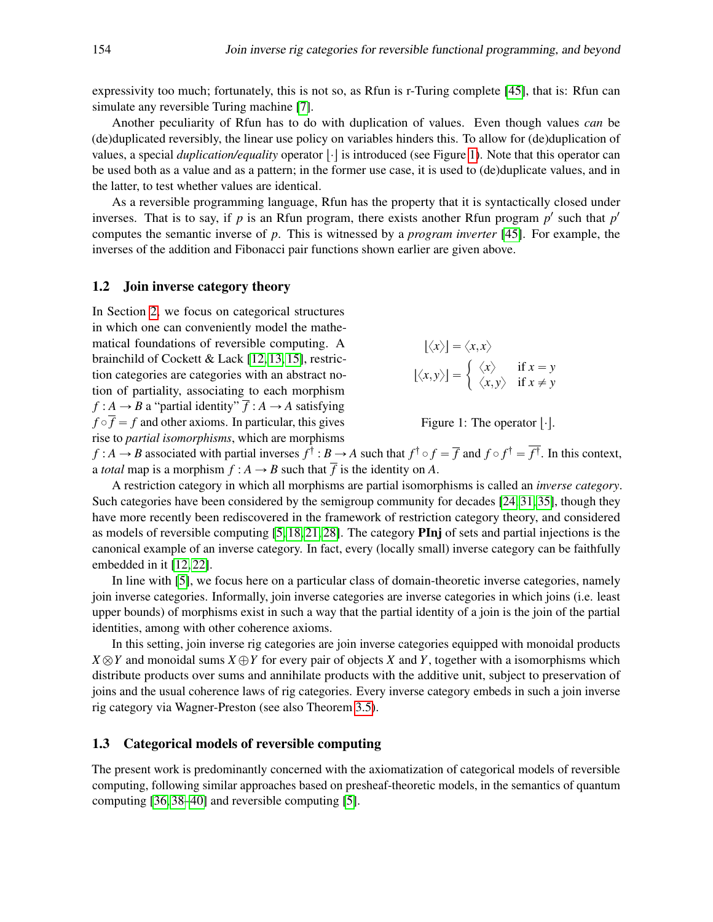expressivity too much; fortunately, this is not so, as Rfun is r-Turing complete [45], that is: Rfun can simulate any reversible Turing machine [7].

Another peculiarity of Rfun has to do with duplication of values. Even though values *can* be (de)duplicated reversibly, the linear use policy on variables hinders this. To allow for (de)duplication of values, a special *duplication/equality* operator $\lfloor \cdot \rfloor$ is introduced (see Figure 1). Note that this operator can be used both as a value and as a pattern; in the former use case, it is used to (de)duplicate values, and in the latter, to test whether values are identical.

As a reversible programming language, Rfun has the property that it is syntactically closed under inverses. That is to say, if $p$ is an Rfun program, there exists another Rfun program $p'$ such that $p'$ computes the semantic inverse of $p$. This is witnessed by a *program inverter* [45]. For example, the inverses of the addition and Fibonacci pair functions shown earlier are given above.

## 1.2 Join inverse category theory

$$\lfloor \langle x \rangle \rfloor = \langle x, x \rangle$$

$$\lfloor \langle x, y \rangle \rfloor = \begin{cases} \langle x \rangle & \text{if } x = y \\ \langle x, y \rangle & \text{if } x \neq y \end{cases}$$

Figure 1: The operator $\lfloor \cdot \rfloor$.

In Section 2, we focus on categorical structures in which one can conveniently model the mathematical foundations of reversible computing. A brainchild of Cockett & Lack [12, 13, 15], restriction categories are categories with an abstract notion of partiality, associating to each morphism $f : A \to B$ a "partial identity" $\overline{f} : A \to A$ satisfying $f \circ \overline{f} = f$ and other axioms. In particular, this gives rise to *partial isomorphisms*, which are morphisms $f : A \to B$ associated with partial inverses $f^\dagger : B \to A$ such that $f^\dagger \circ f = \overline{f}$ and $f \circ f^\dagger = \overline{f^\dagger}$. In this context, a *total* map is a morphism $f : A \to B$ such that $\overline{f}$ is the identity on $A$.

A restriction category in which all morphisms are partial isomorphisms is called an *inverse category*. Such categories have been considered by the semigroup community for decades [24, 31, 35], though they have more recently been rediscovered in the framework of restriction category theory, and considered as models of reversible computing [5, 18, 21, 28]. The category **PInj** of sets and partial injections is the canonical example of an inverse category. In fact, every (locally small) inverse category can be faithfully embedded in it [12, 22].

In line with [5], we focus here on a particular class of domain-theoretic inverse categories, namely join inverse categories. Informally, join inverse categories are inverse categories in which joins (i.e. least upper bounds) of morphisms exist in such a way that the partial identity of a join is the join of the partial identities, among with other coherence axioms.

In this setting, join inverse rig categories are join inverse categories equipped with monoidal products $X \otimes Y$ and monoidal sums $X \oplus Y$ for every pair of objects $X$ and $Y$, together with a isomorphisms which distribute products over sums and annihilate products with the additive unit, subject to preservation of joins and the usual coherence laws of rig categories. Every inverse category embeds in such a join inverse rig category via Wagner-Preston (see also Theorem 3.5).

## 1.3 Categorical models of reversible computing

The present work is predominantly concerned with the axiomatization of categorical models of reversible computing, following similar approaches based on presheaf-theoretic models, in the semantics of quantum computing [36, 38–40] and reversible computing [5].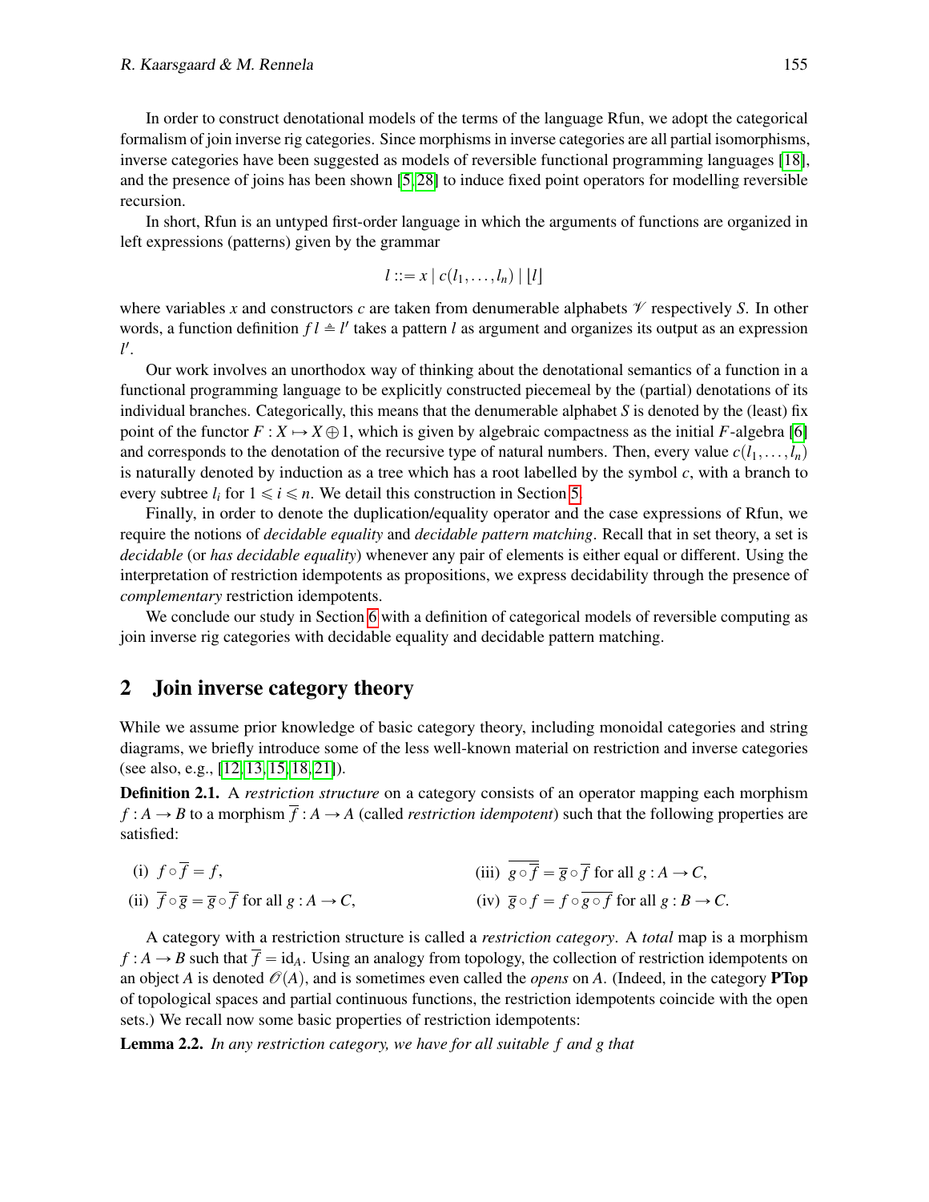In order to construct denotational models of the terms of the language Rfun, we adopt the categorical formalism of join inverse rig categories. Since morphisms in inverse categories are all partial isomorphisms, inverse categories have been suggested as models of reversible functional programming languages [18], and the presence of joins has been shown [5, 28] to induce fixed point operators for modelling reversible recursion.

In short, Rfun is an untyped first-order language in which the arguments of functions are organized in left expressions (patterns) given by the grammar

$$l ::= x \mid c(l_1, \ldots, l_n) \mid \lfloor l \rfloor$$

where variables $x$ and constructors $c$ are taken from denumerable alphabets $\mathscr{V}$ respectively $S$. In other words, a function definition $f\,l \triangleq l'$ takes a pattern $l$ as argument and organizes its output as an expression $l'$.

Our work involves an unorthodox way of thinking about the denotational semantics of a function in a functional programming language to be explicitly constructed piecemeal by the (partial) denotations of its individual branches. Categorically, this means that the denumerable alphabet $S$ is denoted by the (least) fix point of the functor $F : X \mapsto X \oplus 1$, which is given by algebraic compactness as the initial $F$-algebra [6] and corresponds to the denotation of the recursive type of natural numbers. Then, every value $c(l_1, \ldots, l_n)$ is naturally denoted by induction as a tree which has a root labelled by the symbol $c$, with a branch to every subtree $l_i$ for $1 \leqslant i \leqslant n$. We detail this construction in Section 5.

Finally, in order to denote the duplication/equality operator and the case expressions of Rfun, we require the notions of *decidable equality* and *decidable pattern matching*. Recall that in set theory, a set is *decidable* (or *has decidable equality*) whenever any pair of elements is either equal or different. Using the interpretation of restriction idempotents as propositions, we express decidability through the presence of *complementary* restriction idempotents.

We conclude our study in Section 6 with a definition of categorical models of reversible computing as join inverse rig categories with decidable equality and decidable pattern matching.

## 2 Join inverse category theory

While we assume prior knowledge of basic category theory, including monoidal categories and string diagrams, we briefly introduce some of the less well-known material on restriction and inverse categories (see also, e.g., [12, 13, 15, 18, 21]).

**Definition 2.1.** A *restriction structure* on a category consists of an operator mapping each morphism $f : A \to B$ to a morphism $\overline{f} : A \to A$ (called *restriction idempotent*) such that the following properties are satisfied:

(i) $f \circ \overline{f} = f$,

(ii) $\overline{f} \circ \overline{g} = \overline{g} \circ \overline{f}$ for all $g : A \to C$,

(iii) $\overline{g \circ \overline{f}} = \overline{g} \circ \overline{f}$ for all $g : A \to C$,

(iv) $\overline{g} \circ f = f \circ \overline{g \circ f}$ for all $g : B \to C$.

A category with a restriction structure is called a *restriction category*. A *total* map is a morphism $f : A \to B$ such that $\overline{f} = \mathrm{id}_A$. Using an analogy from topology, the collection of restriction idempotents on an object $A$ is denoted $\mathscr{O}(A)$, and is sometimes even called the *opens* on $A$. (Indeed, in the category **PTop** of topological spaces and partial continuous functions, the restriction idempotents coincide with the open sets.) We recall now some basic properties of restriction idempotents:

**Lemma 2.2.** *In any restriction category, we have for all suitable $f$ and $g$ that*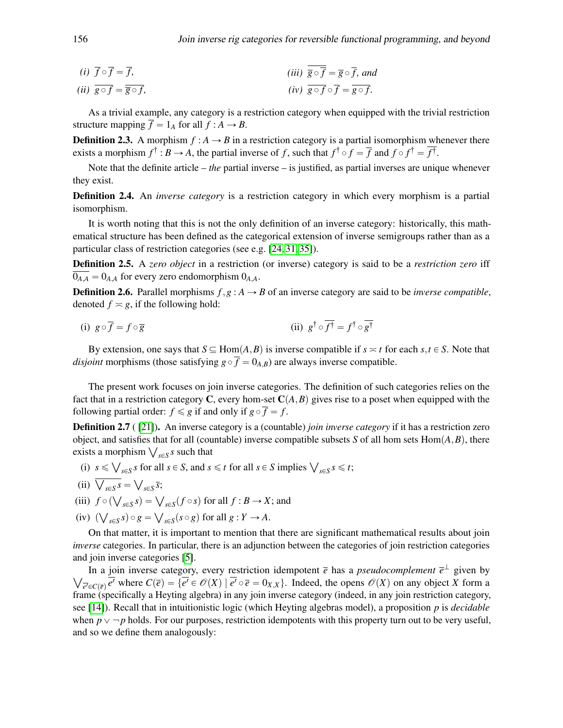(i) $\overline{f} \circ \overline{f} = \overline{f}$,

(ii) $\overline{g} \circ \overline{f} = \overline{g \circ f}$,

(iii) $\overline{\overline{g} \circ \overline{f}} = \overline{g} \circ \overline{f}$, and

(iv) $\overline{g \circ f} \circ \overline{f} = \overline{g \circ f}$.

As a trivial example, any category is a restriction category when equipped with the trivial restriction structure mapping $\overline{f} = 1_A$ for all $f : A \to B$.

**Definition 2.3.** A morphism $f : A \to B$ in a restriction category is a partial isomorphism whenever there exists a morphism $f^\dagger : B \to A$, the partial inverse of $f$, such that $f^\dagger \circ f = \overline{f}$ and $f \circ f^\dagger = \overline{f^\dagger}$.

Note that the definite article – *the* partial inverse – is justified, as partial inverses are unique whenever they exist.

**Definition 2.4.** An *inverse category* is a restriction category in which every morphism is a partial isomorphism.

It is worth noting that this is not the only definition of an inverse category: historically, this mathematical structure has been defined as the categorical extension of inverse semigroups rather than as a particular class of restriction categories (see e.g. [24, 31, 35]).

**Definition 2.5.** A *zero object* in a restriction (or inverse) category is said to be a *restriction zero* iff $\overline{0_{A,A}} = 0_{A,A}$ for every zero endomorphism $0_{A,A}$.

**Definition 2.6.** Parallel morphisms $f, g : A \to B$ of an inverse category are said to be *inverse compatible*, denoted $f \asymp g$, if the following hold:

(i) $g \circ \overline{f} = f \circ \overline{g}$

(ii) $g^\dagger \circ \overline{f^\dagger} = f^\dagger \circ \overline{g^\dagger}$

By extension, one says that $S \subseteq \mathrm{Hom}(A,B)$ is inverse compatible if $s \asymp t$ for each $s, t \in S$. Note that *disjoint* morphisms (those satisfying $g \circ \overline{f} = 0_{A,B}$) are always inverse compatible.

The present work focuses on join inverse categories. The definition of such categories relies on the fact that in a restriction category $\mathbf{C}$, every hom-set $\mathbf{C}(A,B)$ gives rise to a poset when equipped with the following partial order: $f \leqslant g$ if and only if $g \circ \overline{f} = f$.

**Definition 2.7** ( [21]). An inverse category is a (countable) *join inverse category* if it has a restriction zero object, and satisfies that for all (countable) inverse compatible subsets $S$ of all hom sets $\mathrm{Hom}(A,B)$, there exists a morphism $\bigvee_{s \in S} s$ such that

(i) $s \leqslant \bigvee_{s \in S} s$ for all $s \in S$, and $s \leqslant t$ for all $s \in S$ implies $\bigvee_{s \in S} s \leqslant t$;

(ii) $\overline{\bigvee_{s \in S} s} = \bigvee_{s \in S} \overline{s}$;

(iii) $f \circ (\bigvee_{s \in S} s) = \bigvee_{s \in S} (f \circ s)$ for all $f : B \to X$; and

(iv) $(\bigvee_{s \in S} s) \circ g = \bigvee_{s \in S} (s \circ g)$ for all $g : Y \to A$.

On that matter, it is important to mention that there are significant mathematical results about join *inverse* categories. In particular, there is an adjunction between the categories of join restriction categories and join inverse categories [5].

In a join inverse category, every restriction idempotent $\overline{e}$ has a *pseudocomplement* $\overline{e}^\perp$ given by $\bigvee_{\overline{e'} \in C(\overline{e})} \overline{e'}$ where $C(\overline{e}) = \{\overline{e'} \in \mathscr{O}(X) \mid \overline{e'} \circ \overline{e} = 0_{X,X}\}$. Indeed, the opens $\mathscr{O}(X)$ on any object $X$ form a frame (specifically a Heyting algebra) in any join inverse category (indeed, in any join restriction category, see [14]). Recall that in intuitionistic logic (which Heyting algebras model), a proposition $p$ is *decidable* when $p \vee \neg p$ holds. For our purposes, restriction idempotents with this property turn out to be very useful, and so we define them analogously: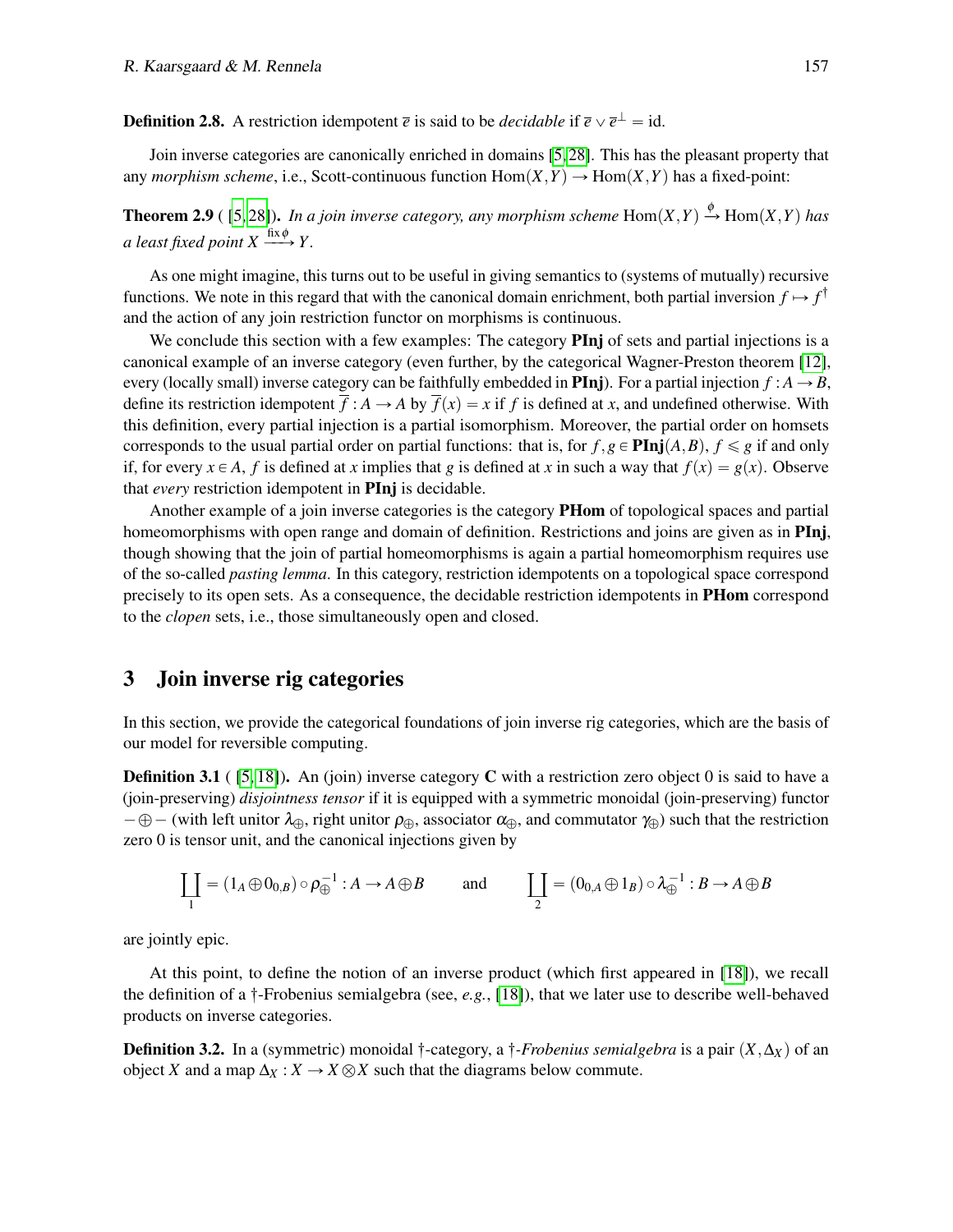**Definition 2.8.** A restriction idempotent $\overline{e}$ is said to be *decidable* if $\overline{e} \vee \overline{e}^{\perp} = \mathrm{id}$.

Join inverse categories are canonically enriched in domains [5, 28]. This has the pleasant property that any *morphism scheme*, i.e., Scott-continuous function $\mathrm{Hom}(X,Y) \to \mathrm{Hom}(X,Y)$ has a fixed-point:

**Theorem 2.9** ( [5, 28]). *In a join inverse category, any morphism scheme* $\mathrm{Hom}(X,Y) \xrightarrow{\phi} \mathrm{Hom}(X,Y)$ *has a least fixed point* $X \xrightarrow{\mathrm{fix}\,\phi} Y$.

As one might imagine, this turns out to be useful in giving semantics to (systems of mutually) recursive functions. We note in this regard that with the canonical domain enrichment, both partial inversion $f \mapsto f^{\dagger}$ and the action of any join restriction functor on morphisms is continuous.

We conclude this section with a few examples: The category **PInj** of sets and partial injections is a canonical example of an inverse category (even further, by the categorical Wagner-Preston theorem [12], every (locally small) inverse category can be faithfully embedded in **PInj**). For a partial injection $f : A \to B$, define its restriction idempotent $\overline{f} : A \to A$ by $\overline{f}(x) = x$ if $f$ is defined at $x$, and undefined otherwise. With this definition, every partial injection is a partial isomorphism. Moreover, the partial order on homsets corresponds to the usual partial order on partial functions: that is, for $f, g \in \mathbf{PInj}(A,B)$, $f \leqslant g$ if and only if, for every $x \in A$, $f$ is defined at $x$ implies that $g$ is defined at $x$ in such a way that $f(x) = g(x)$. Observe that *every* restriction idempotent in **PInj** is decidable.

Another example of a join inverse categories is the category **PHom** of topological spaces and partial homeomorphisms with open range and domain of definition. Restrictions and joins are given as in **PInj**, though showing that the join of partial homeomorphisms is again a partial homeomorphism requires use of the so-called *pasting lemma*. In this category, restriction idempotents on a topological space correspond precisely to its open sets. As a consequence, the decidable restriction idempotents in **PHom** correspond to the *clopen* sets, i.e., those simultaneously open and closed.

## 3 Join inverse rig categories

In this section, we provide the categorical foundations of join inverse rig categories, which are the basis of our model for reversible computing.

**Definition 3.1** ( [5, 18]). An (join) inverse category $\mathbf{C}$ with a restriction zero object 0 is said to have a (join-preserving) *disjointness tensor* if it is equipped with a symmetric monoidal (join-preserving) functor $- \oplus -$ (with left unitor $\lambda_{\oplus}$, right unitor $\rho_{\oplus}$, associator $\alpha_{\oplus}$, and commutator $\gamma_{\oplus}$) such that the restriction zero 0 is tensor unit, and the canonical injections given by

$$\coprod_1 = (1_A \oplus 0_{0,B}) \circ \rho_{\oplus}^{-1} : A \to A \oplus B \qquad \text{and} \qquad \coprod_2 = (0_{0,A} \oplus 1_B) \circ \lambda_{\oplus}^{-1} : B \to A \oplus B$$

are jointly epic.

At this point, to define the notion of an inverse product (which first appeared in [18]), we recall the definition of a †-Frobenius semialgebra (see, *e.g.*, [18]), that we later use to describe well-behaved products on inverse categories.

**Definition 3.2.** In a (symmetric) monoidal †-category, a †*-Frobenius semialgebra* is a pair $(X, \Delta_X)$ of an object $X$ and a map $\Delta_X : X \to X \otimes X$ such that the diagrams below commute.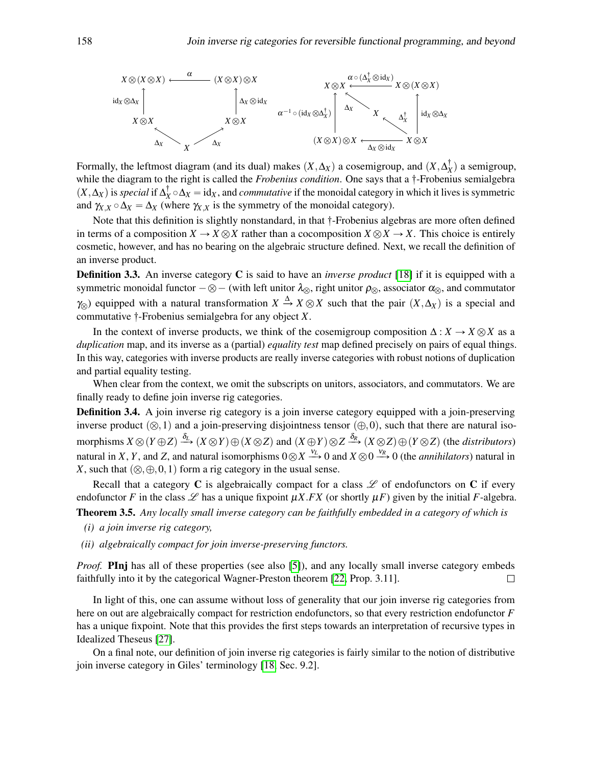$$
\begin{array}{ccc}
X\otimes(X\otimes X) & \xleftarrow{\ \alpha\ } & (X\otimes X)\otimes X \\
\uparrow{\scriptstyle \mathrm{id}_X\otimes\Delta_X} & & \uparrow{\scriptstyle \Delta_X\otimes\mathrm{id}_X} \\
X\otimes X & \xleftarrow{\ \Delta_X\ } X \xrightarrow{\ \Delta_X\ } & X\otimes X
\end{array}
\qquad
\begin{array}{ccc}
X\otimes X & \xleftarrow{\ \alpha\circ(\Delta_X^\dagger\otimes\mathrm{id}_X)\ } & X\otimes(X\otimes X) \\
\uparrow{\scriptstyle \alpha^{-1}\circ(\mathrm{id}_X\otimes\Delta_X^\dagger)} & \nwarrow{\scriptstyle \Delta_X}\ X\ \nwarrow{\scriptstyle \Delta_X^\dagger} & \uparrow{\scriptstyle \mathrm{id}_X\otimes\Delta_X} \\
(X\otimes X)\otimes X & \xleftarrow{\ \Delta_X\otimes\mathrm{id}_X\ } & X\otimes X
\end{array}
$$

Formally, the leftmost diagram (and its dual) makes $(X,\Delta_X)$ a cosemigroup, and $(X,\Delta_X^\dagger)$ a semigroup, while the diagram to the right is called the *Frobenius condition*. One says that a †-Frobenius semialgebra $(X,\Delta_X)$ is *special* if $\Delta_X^\dagger\circ\Delta_X=\mathrm{id}_X$, and *commutative* if the monoidal category in which it lives is symmetric and $\gamma_{X,X}\circ\Delta_X=\Delta_X$ (where $\gamma_{X,X}$ is the symmetry of the monoidal category).

Note that this definition is slightly nonstandard, in that †-Frobenius algebras are more often defined in terms of a composition $X\to X\otimes X$ rather than a cocomposition $X\otimes X\to X$. This choice is entirely cosmetic, however, and has no bearing on the algebraic structure defined. Next, we recall the definition of an inverse product.

**Definition 3.3.** An inverse category $\mathbf{C}$ is said to have an *inverse product* [18] if it is equipped with a symmetric monoidal functor $-\otimes-$ (with left unitor $\lambda_\otimes$, right unitor $\rho_\otimes$, associator $\alpha_\otimes$, and commutator $\gamma_\otimes$) equipped with a natural transformation $X\xrightarrow{\Delta}X\otimes X$ such that the pair $(X,\Delta_X)$ is a special and commutative †-Frobenius semialgebra for any object $X$.

In the context of inverse products, we think of the cosemigroup composition $\Delta : X\to X\otimes X$ as a *duplication* map, and its inverse as a (partial) *equality test* map defined precisely on pairs of equal things. In this way, categories with inverse products are really inverse categories with robust notions of duplication and partial equality testing.

When clear from the context, we omit the subscripts on unitors, associators, and commutators. We are finally ready to define join inverse rig categories.

**Definition 3.4.** A join inverse rig category is a join inverse category equipped with a join-preserving inverse product $(\otimes,1)$ and a join-preserving disjointness tensor $(\oplus,0)$, such that there are natural isomorphisms $X\otimes(Y\oplus Z)\xrightarrow{\delta_L}(X\otimes Y)\oplus(X\otimes Z)$ and $(X\oplus Y)\otimes Z\xrightarrow{\delta_R}(X\otimes Z)\oplus(Y\otimes Z)$ (the *distributors*) natural in $X$, $Y$, and $Z$, and natural isomorphisms $0\otimes X\xrightarrow{\nu_L}0$ and $X\otimes 0\xrightarrow{\nu_R}0$ (the *annihilators*) natural in $X$, such that $(\otimes,\oplus,0,1)$ form a rig category in the usual sense.

Recall that a category $\mathbf{C}$ is algebraically compact for a class $\mathscr{L}$ of endofunctors on $\mathbf{C}$ if every endofunctor $F$ in the class $\mathscr{L}$ has a unique fixpoint $\mu X.FX$ (or shortly $\mu F$) given by the initial $F$-algebra.

**Theorem 3.5.** *Any locally small inverse category can be faithfully embedded in a category of which is*

*(i) a join inverse rig category,*

*(ii) algebraically compact for join inverse-preserving functors.*

*Proof.* **PInj** has all of these properties (see also [5]), and any locally small inverse category embeds faithfully into it by the categorical Wagner-Preston theorem [22, Prop. 3.11]. □

In light of this, one can assume without loss of generality that our join inverse rig categories from here on out are algebraically compact for restriction endofunctors, so that every restriction endofunctor $F$ has a unique fixpoint. Note that this provides the first steps towards an interpretation of recursive types in Idealized Theseus [27].

On a final note, our definition of join inverse rig categories is fairly similar to the notion of distributive join inverse category in Giles' terminology [18, Sec. 9.2].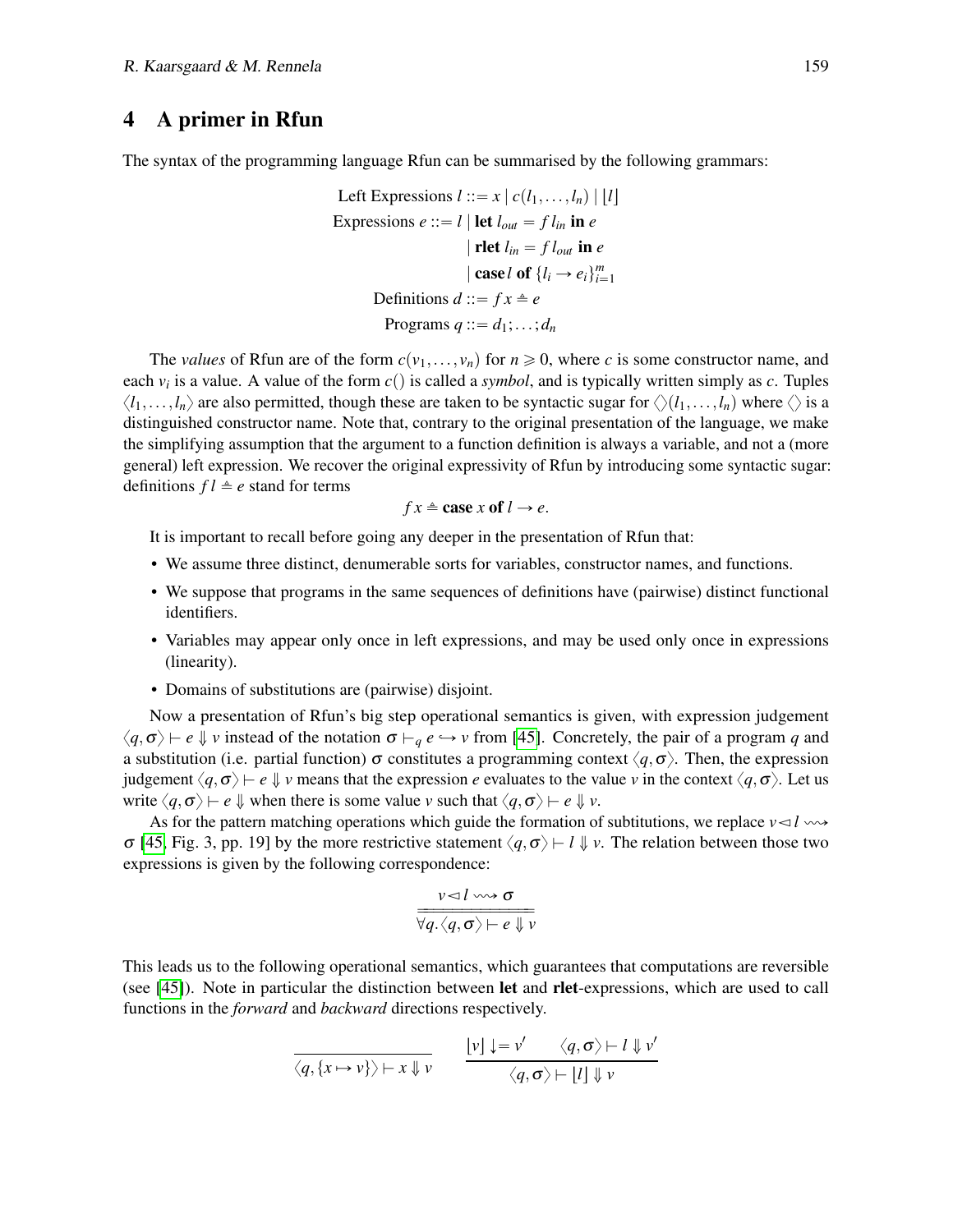## 4 A primer in Rfun

The syntax of the programming language Rfun can be summarised by the following grammars:

$$
\begin{aligned}
\text{Left Expressions } l &::= x \mid c(l_1,\dots,l_n) \mid \lfloor l \rfloor \\
\text{Expressions } e &::= l \mid \textbf{let } l_{out} = f\, l_{in} \textbf{ in } e \\
&\quad \mid \textbf{rlet } l_{in} = f\, l_{out} \textbf{ in } e \\
&\quad \mid \textbf{case}\, l \textbf{ of } \{l_i \to e_i\}_{i=1}^{m} \\
\text{Definitions } d &::= f\, x \triangleq e \\
\text{Programs } q &::= d_1;\dots;d_n
\end{aligned}
$$

The *values* of Rfun are of the form $c(v_1,\dots,v_n)$ for $n \geqslant 0$, where $c$ is some constructor name, and each $v_i$ is a value. A value of the form $c()$ is called a *symbol*, and is typically written simply as $c$. Tuples $\langle l_1,\dots,l_n\rangle$ are also permitted, though these are taken to be syntactic sugar for $\langle\rangle(l_1,\dots,l_n)$ where $\langle\rangle$ is a distinguished constructor name. Note that, contrary to the original presentation of the language, we make the simplifying assumption that the argument to a function definition is always a variable, and not a (more general) left expression. We recover the original expressivity of Rfun by introducing some syntactic sugar: definitions $f\, l \triangleq e$ stand for terms

$$f\, x \triangleq \textbf{case } x \textbf{ of } l \to e.$$

It is important to recall before going any deeper in the presentation of Rfun that:

- We assume three distinct, denumerable sorts for variables, constructor names, and functions.
- We suppose that programs in the same sequences of definitions have (pairwise) distinct functional identifiers.
- Variables may appear only once in left expressions, and may be used only once in expressions (linearity).
- Domains of substitutions are (pairwise) disjoint.

Now a presentation of Rfun's big step operational semantics is given, with expression judgement $\langle q,\sigma\rangle \vdash e \Downarrow v$ instead of the notation $\sigma \vdash_q e \hookrightarrow v$ from [45]. Concretely, the pair of a program $q$ and a substitution (i.e. partial function) $\sigma$ constitutes a programming context $\langle q,\sigma\rangle$. Then, the expression judgement $\langle q,\sigma\rangle \vdash e \Downarrow v$ means that the expression $e$ evaluates to the value $v$ in the context $\langle q,\sigma\rangle$. Let us write $\langle q,\sigma\rangle \vdash e \Downarrow$ when there is some value $v$ such that $\langle q,\sigma\rangle \vdash e \Downarrow v$.

As for the pattern matching operations which guide the formation of subtitutions, we replace $v \lhd l \leadsto \sigma$ [45, Fig. 3, pp. 19] by the more restrictive statement $\langle q,\sigma\rangle \vdash l \Downarrow v$. The relation between those two expressions is given by the following correspondence:

$$\frac{v \lhd l \leadsto \sigma}{\forall q. \langle q,\sigma\rangle \vdash e \Downarrow v}$$

This leads us to the following operational semantics, which guarantees that computations are reversible (see [45]). Note in particular the distinction between **let** and **rlet**-expressions, which are used to call functions in the *forward* and *backward* directions respectively.

$$\frac{}{\langle q,\{x \mapsto v\}\rangle \vdash x \Downarrow v} \qquad \frac{\lfloor v \rfloor \downarrow = v' \qquad \langle q,\sigma\rangle \vdash l \Downarrow v'}{\langle q,\sigma\rangle \vdash \lfloor l \rfloor \Downarrow v}$$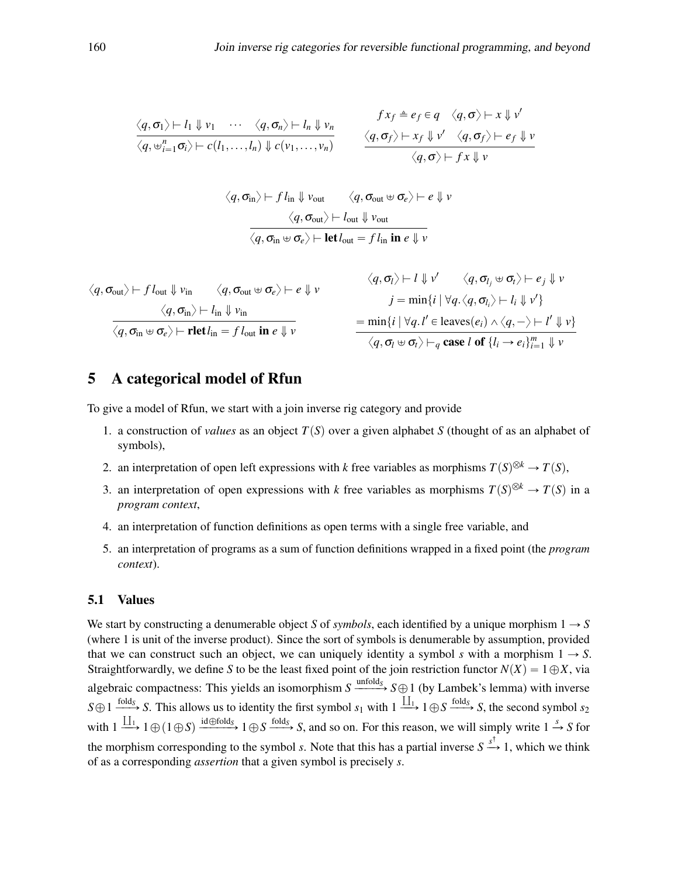$$
\frac{\langle q,\sigma_1\rangle \vdash l_1 \Downarrow v_1 \quad \cdots \quad \langle q,\sigma_n\rangle \vdash l_n \Downarrow v_n}{\langle q, \uplus_{i=1}^{n}\sigma_i\rangle \vdash c(l_1,\ldots,l_n) \Downarrow c(v_1,\ldots,v_n)}
\qquad
\frac{f\,x_f \triangleq e_f \in q \quad \langle q,\sigma\rangle \vdash x \Downarrow v' \quad \langle q,\sigma_f\rangle \vdash x_f \Downarrow v' \quad \langle q,\sigma_f\rangle \vdash e_f \Downarrow v}{\langle q,\sigma\rangle \vdash f\,x \Downarrow v}
$$

$$
\frac{\langle q,\sigma_{\text{in}}\rangle \vdash f\,l_{\text{in}} \Downarrow v_{\text{out}} \qquad \langle q,\sigma_{\text{out}} \uplus \sigma_e\rangle \vdash e \Downarrow v \qquad \langle q,\sigma_{\text{out}}\rangle \vdash l_{\text{out}} \Downarrow v_{\text{out}}}{\langle q,\sigma_{\text{in}} \uplus \sigma_e\rangle \vdash \mathbf{let}\, l_{\text{out}} = f\,l_{\text{in}}\ \mathbf{in}\ e \Downarrow v}
$$

$$
\frac{\langle q,\sigma_{\text{out}}\rangle \vdash f\,l_{\text{out}} \Downarrow v_{\text{in}} \qquad \langle q,\sigma_{\text{out}} \uplus \sigma_e\rangle \vdash e \Downarrow v \qquad \langle q,\sigma_{\text{in}}\rangle \vdash l_{\text{in}} \Downarrow v_{\text{in}}}{\langle q,\sigma_{\text{in}} \uplus \sigma_e\rangle \vdash \mathbf{rlet}\, l_{\text{in}} = f\,l_{\text{out}}\ \mathbf{in}\ e \Downarrow v}
\qquad
\frac{\langle q,\sigma_l\rangle \vdash l \Downarrow v' \qquad \langle q,\sigma_{l_j} \uplus \sigma_t\rangle \vdash e_j \Downarrow v \qquad j = \min\{i \mid \forall q. \langle q,\sigma_{l_i}\rangle \vdash l_i \Downarrow v'\} = \min\{i \mid \forall q. l' \in \text{leaves}(e_i) \wedge \langle q,-\rangle \vdash l' \Downarrow v\}}{\langle q,\sigma_l \uplus \sigma_t\rangle \vdash_q \mathbf{case}\ l\ \mathbf{of}\ \{l_i \to e_i\}_{i=1}^{m} \Downarrow v}
$$

## 5 A categorical model of Rfun

To give a model of Rfun, we start with a join inverse rig category and provide

1. a construction of *values* as an object $T(S)$ over a given alphabet $S$ (thought of as an alphabet of symbols),
2. an interpretation of open left expressions with $k$ free variables as morphisms $T(S)^{\otimes k} \to T(S)$,
3. an interpretation of open expressions with $k$ free variables as morphisms $T(S)^{\otimes k} \to T(S)$ in a *program context*,
4. an interpretation of function definitions as open terms with a single free variable, and
5. an interpretation of programs as a sum of function definitions wrapped in a fixed point (the *program context*).

### 5.1 Values

We start by constructing a denumerable object $S$ of *symbols*, each identified by a unique morphism $1 \to S$ (where 1 is unit of the inverse product). Since the sort of symbols is denumerable by assumption, provided that we can construct such an object, we can uniquely identity a symbol $s$ with a morphism $1 \to S$. Straightforwardly, we define $S$ to be the least fixed point of the join restriction functor $N(X) = 1 \oplus X$, via algebraic compactness: This yields an isomorphism $S \xrightarrow{\text{unfold}_S} S \oplus 1$ (by Lambek's lemma) with inverse $S \oplus 1 \xrightarrow{\text{fold}_S} S$. This allows us to identity the first symbol $s_1$ with $1 \xrightarrow{\coprod_1} 1 \oplus S \xrightarrow{\text{fold}_S} S$, the second symbol $s_2$ with $1 \xrightarrow{\coprod_1} 1 \oplus (1 \oplus S) \xrightarrow{\text{id} \oplus \text{fold}_S} 1 \oplus S \xrightarrow{\text{fold}_S} S$, and so on. For this reason, we will simply write $1 \xrightarrow{s} S$ for the morphism corresponding to the symbol $s$. Note that this has a partial inverse $S \xrightarrow{s^\dagger} 1$, which we think of as a corresponding *assertion* that a given symbol is precisely $s$.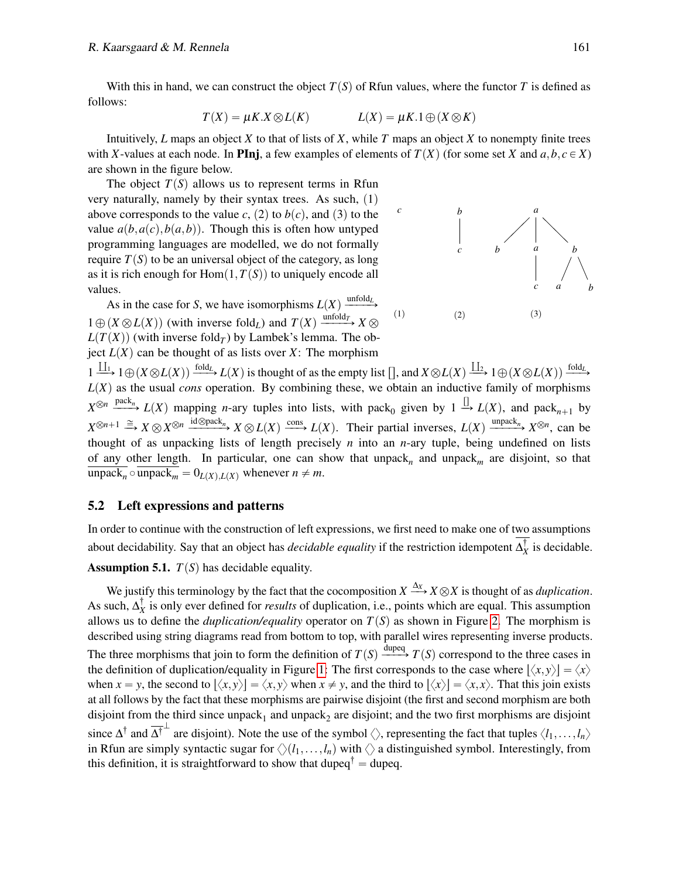With this in hand, we can construct the object $T(S)$ of Rfun values, where the functor $T$ is defined as follows:

$$T(X) = \mu K. X \otimes L(K) \qquad\qquad L(X) = \mu K. 1 \oplus (X \otimes K)$$

Intuitively, $L$ maps an object $X$ to that of lists of $X$, while $T$ maps an object $X$ to nonempty finite trees with $X$-values at each node. In **PInj**, a few examples of elements of $T(X)$ (for some set $X$ and $a,b,c \in X$) are shown in the figure below.

The object $T(S)$ allows us to represent terms in Rfun very naturally, namely by their syntax trees. As such, (1) above corresponds to the value $c$, (2) to $b(c)$, and (3) to the value $a(b,a(c),b(a,b))$. Though this is often how untyped programming languages are modelled, we do not formally require $T(S)$ to be an universal object of the category, as long as it is rich enough for $\mathrm{Hom}(1,T(S))$ to uniquely encode all values.

As in the case for $S$, we have isomorphisms $L(X) \xrightarrow{\mathrm{unfold}_L} 1 \oplus (X \otimes L(X))$ (with inverse $\mathrm{fold}_L$) and $T(X) \xrightarrow{\mathrm{unfold}_T} X \otimes L(T(X))$ (with inverse $\mathrm{fold}_T$) by Lambek's lemma. The object $L(X)$ can be thought of as lists over $X$: The morphism $1 \xrightarrow{\amalg_1} 1 \oplus (X \otimes L(X)) \xrightarrow{\mathrm{fold}_L} L(X)$ is thought of as the empty list $[]$, and $X \otimes L(X) \xrightarrow{\amalg_2} 1 \oplus (X \otimes L(X)) \xrightarrow{\mathrm{fold}_L} L(X)$ as the usual *cons* operation. By combining these, we obtain an inductive family of morphisms $X^{\otimes n} \xrightarrow{\mathrm{pack}_n} L(X)$ mapping $n$-ary tuples into lists, with $\mathrm{pack}_0$ given by $1 \xrightarrow{[]} L(X)$, and $\mathrm{pack}_{n+1}$ by $X^{\otimes n+1} \xrightarrow{\cong} X \otimes X^{\otimes n} \xrightarrow{\mathrm{id}\otimes \mathrm{pack}_n} X \otimes L(X) \xrightarrow{\mathrm{cons}} L(X)$. Their partial inverses, $L(X) \xrightarrow{\mathrm{unpack}_n} X^{\otimes n}$, can be thought of as unpacking lists of length precisely $n$ into an $n$-ary tuple, being undefined on lists of any other length. In particular, one can show that $\mathrm{unpack}_n$ and $\mathrm{unpack}_m$ are disjoint, so that $\overline{\mathrm{unpack}_n} \circ \overline{\mathrm{unpack}_m} = 0_{L(X),L(X)}$ whenever $n \neq m$.

## 5.2 Left expressions and patterns

In order to continue with the construction of left expressions, we first need to make one of two assumptions about decidability. Say that an object has *decidable equality* if the restriction idempotent $\overline{\Delta_X^\dagger}$ is decidable.

**Assumption 5.1.** $T(S)$ has decidable equality.

We justify this terminology by the fact that the cocomposition $X \xrightarrow{\Delta_X} X \otimes X$ is thought of as *duplication*. As such, $\Delta_X^\dagger$ is only ever defined for *results* of duplication, i.e., points which are equal. This assumption allows us to define the *duplication/equality* operator on $T(S)$ as shown in Figure 2. The morphism is described using string diagrams read from bottom to top, with parallel wires representing inverse products. The three morphisms that join to form the definition of $T(S) \xrightarrow{\mathrm{dupeq}} T(S)$ correspond to the three cases in the definition of duplication/equality in Figure 1: The first corresponds to the case where $\lfloor \langle x,y \rangle \rfloor = \langle x \rangle$ when $x = y$, the second to $\lfloor \langle x,y \rangle \rfloor = \langle x,y \rangle$ when $x \neq y$, and the third to $\lfloor \langle x \rangle \rfloor = \langle x,x \rangle$. That this join exists at all follows by the fact that these morphisms are pairwise disjoint (the first and second morphism are both disjoint from the third since $\mathrm{unpack}_1$ and $\mathrm{unpack}_2$ are disjoint; and the two first morphisms are disjoint since $\overline{\Delta^\dagger}$ and $\overline{\Delta^\dagger}^\perp$ are disjoint). Note the use of the symbol $\langle\rangle$, representing the fact that tuples $\langle l_1,\dots,l_n \rangle$ in Rfun are simply syntactic sugar for $\langle\rangle(l_1,\dots,l_n)$ with $\langle\rangle$ a distinguished symbol. Interestingly, from this definition, it is straightforward to show that $\mathrm{dupeq}^\dagger = \mathrm{dupeq}$.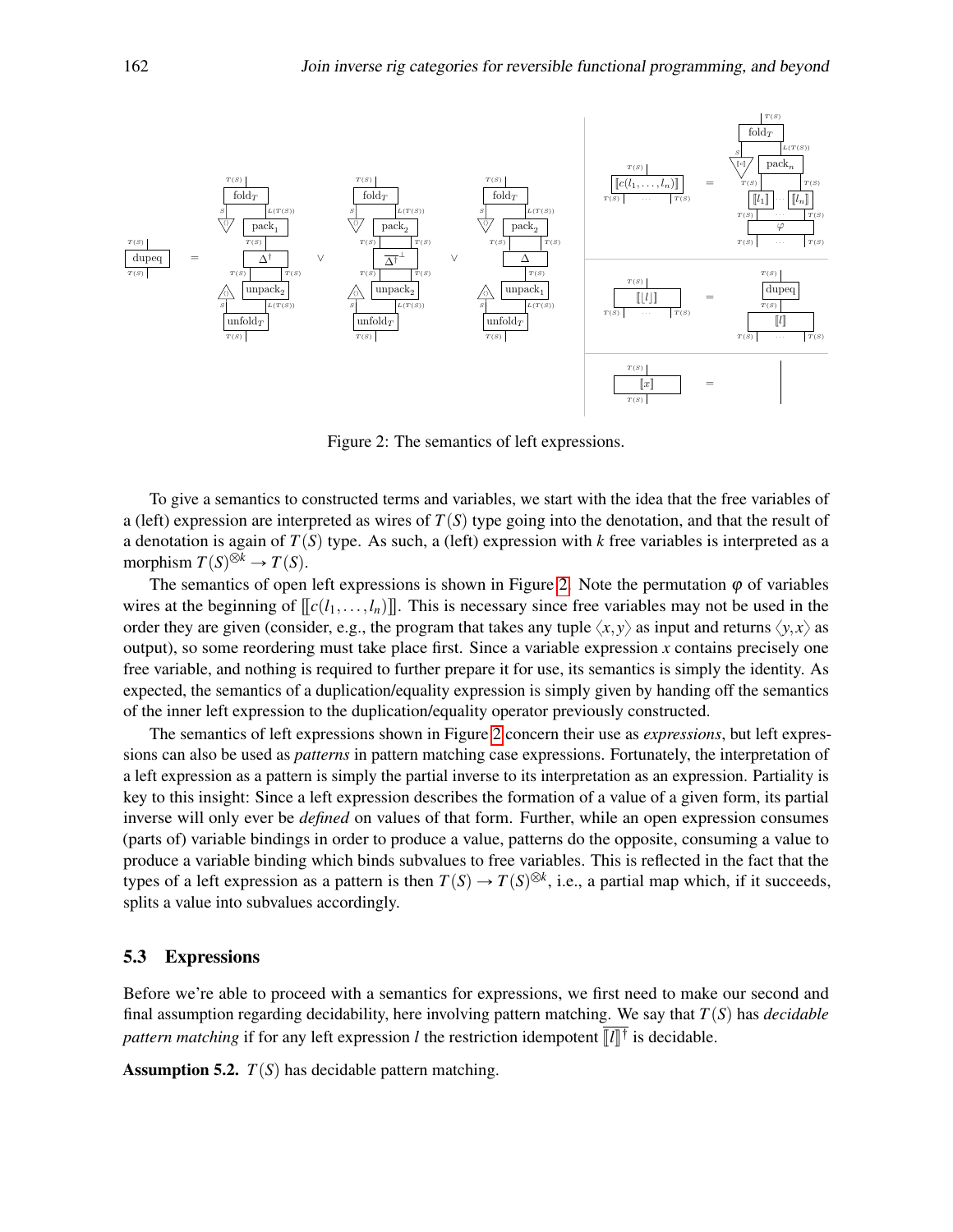Figure 2: The semantics of left expressions.

To give a semantics to constructed terms and variables, we start with the idea that the free variables of a (left) expression are interpreted as wires of $T(S)$ type going into the denotation, and that the result of a denotation is again of $T(S)$ type. As such, a (left) expression with $k$ free variables is interpreted as a morphism $T(S)^{\otimes k} \to T(S)$.

The semantics of open left expressions is shown in Figure 2. Note the permutation $\varphi$ of variables wires at the beginning of $[\![c(l_1,\dots,l_n)]\!]$. This is necessary since free variables may not be used in the order they are given (consider, e.g., the program that takes any tuple $\langle x,y \rangle$ as input and returns $\langle y,x \rangle$ as output), so some reordering must take place first. Since a variable expression $x$ contains precisely one free variable, and nothing is required to further prepare it for use, its semantics is simply the identity. As expected, the semantics of a duplication/equality expression is simply given by handing off the semantics of the inner left expression to the duplication/equality operator previously constructed.

The semantics of left expressions shown in Figure 2 concern their use as *expressions*, but left expressions can also be used as *patterns* in pattern matching case expressions. Fortunately, the interpretation of a left expression as a pattern is simply the partial inverse to its interpretation as an expression. Partiality is key to this insight: Since a left expression describes the formation of a value of a given form, its partial inverse will only ever be *defined* on values of that form. Further, while an open expression consumes (parts of) variable bindings in order to produce a value, patterns do the opposite, consuming a value to produce a variable binding which binds subvalues to free variables. This is reflected in the fact that the types of a left expression as a pattern is then $T(S) \to T(S)^{\otimes k}$, i.e., a partial map which, if it succeeds, splits a value into subvalues accordingly.

### 5.3 Expressions

Before we're able to proceed with a semantics for expressions, we first need to make our second and final assumption regarding decidability, here involving pattern matching. We say that $T(S)$ has *decidable pattern matching* if for any left expression $l$ the restriction idempotent $\overline{[\![l]\!]^\dagger}$ is decidable.

**Assumption 5.2.** $T(S)$ has decidable pattern matching.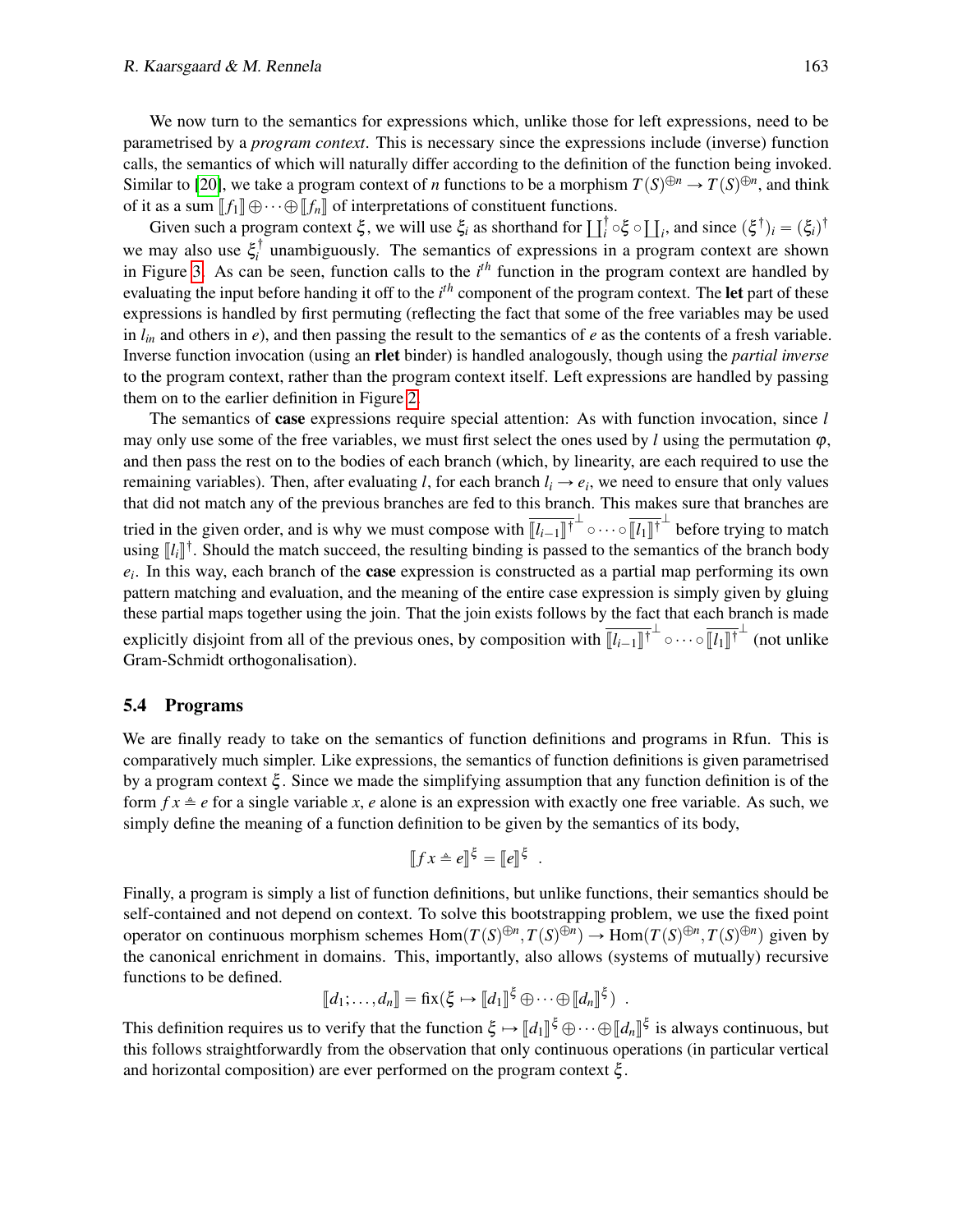We now turn to the semantics for expressions which, unlike those for left expressions, need to be parametrised by a *program context*. This is necessary since the expressions include (inverse) function calls, the semantics of which will naturally differ according to the definition of the function being invoked. Similar to [20], we take a program context of $n$ functions to be a morphism $T(S)^{\oplus n} \to T(S)^{\oplus n}$, and think of it as a sum $[\![f_1]\!] \oplus \cdots \oplus [\![f_n]\!]$ of interpretations of constituent functions.

Given such a program context $\xi$, we will use $\xi_i$ as shorthand for $\coprod_i^\dagger \circ \xi \circ \coprod_i$, and since $(\xi^\dagger)_i = (\xi_i)^\dagger$ we may also use $\xi_i^\dagger$ unambiguously. The semantics of expressions in a program context are shown in Figure 3. As can be seen, function calls to the $i^{th}$ function in the program context are handled by evaluating the input before handing it off to the $i^{th}$ component of the program context. The **let** part of these expressions is handled by first permuting (reflecting the fact that some of the free variables may be used in $l_{in}$ and others in $e$), and then passing the result to the semantics of $e$ as the contents of a fresh variable. Inverse function invocation (using an **rlet** binder) is handled analogously, though using the *partial inverse* to the program context, rather than the program context itself. Left expressions are handled by passing them on to the earlier definition in Figure 2.

The semantics of **case** expressions require special attention: As with function invocation, since $l$ may only use some of the free variables, we must first select the ones used by $l$ using the permutation $\varphi$, and then pass the rest on to the bodies of each branch (which, by linearity, are each required to use the remaining variables). Then, after evaluating $l$, for each branch $l_i \to e_i$, we need to ensure that only values that did not match any of the previous branches are fed to this branch. This makes sure that branches are tried in the given order, and is why we must compose with $\overline{[\![l_{i-1}]\!]^\dagger}^\perp \circ \cdots \circ \overline{[\![l_1]\!]^\dagger}^\perp$ before trying to match using $[\![l_i]\!]^\dagger$. Should the match succeed, the resulting binding is passed to the semantics of the branch body $e_i$. In this way, each branch of the **case** expression is constructed as a partial map performing its own pattern matching and evaluation, and the meaning of the entire case expression is simply given by gluing these partial maps together using the join. That the join exists follows by the fact that each branch is made explicitly disjoint from all of the previous ones, by composition with $\overline{[\![l_{i-1}]\!]^\dagger}^\perp \circ \cdots \circ \overline{[\![l_1]\!]^\dagger}^\perp$ (not unlike Gram-Schmidt orthogonalisation).

### 5.4 Programs

We are finally ready to take on the semantics of function definitions and programs in Rfun. This is comparatively much simpler. Like expressions, the semantics of function definitions is given parametrised by a program context $\xi$. Since we made the simplifying assumption that any function definition is of the form $f\,x \triangleq e$ for a single variable $x$, $e$ alone is an expression with exactly one free variable. As such, we simply define the meaning of a function definition to be given by the semantics of its body,

$$[\![f\,x \triangleq e]\!]^\xi = [\![e]\!]^\xi \ .$$

Finally, a program is simply a list of function definitions, but unlike functions, their semantics should be self-contained and not depend on context. To solve this bootstrapping problem, we use the fixed point operator on continuous morphism schemes $\mathrm{Hom}(T(S)^{\oplus n}, T(S)^{\oplus n}) \to \mathrm{Hom}(T(S)^{\oplus n}, T(S)^{\oplus n})$ given by the canonical enrichment in domains. This, importantly, also allows (systems of mutually) recursive functions to be defined.

$$[\![d_1; \ldots, d_n]\!] = \mathrm{fix}(\xi \mapsto [\![d_1]\!]^\xi \oplus \cdots \oplus [\![d_n]\!]^\xi) \ .$$

This definition requires us to verify that the function $\xi \mapsto [\![d_1]\!]^\xi \oplus \cdots \oplus [\![d_n]\!]^\xi$ is always continuous, but this follows straightforwardly from the observation that only continuous operations (in particular vertical and horizontal composition) are ever performed on the program context $\xi$.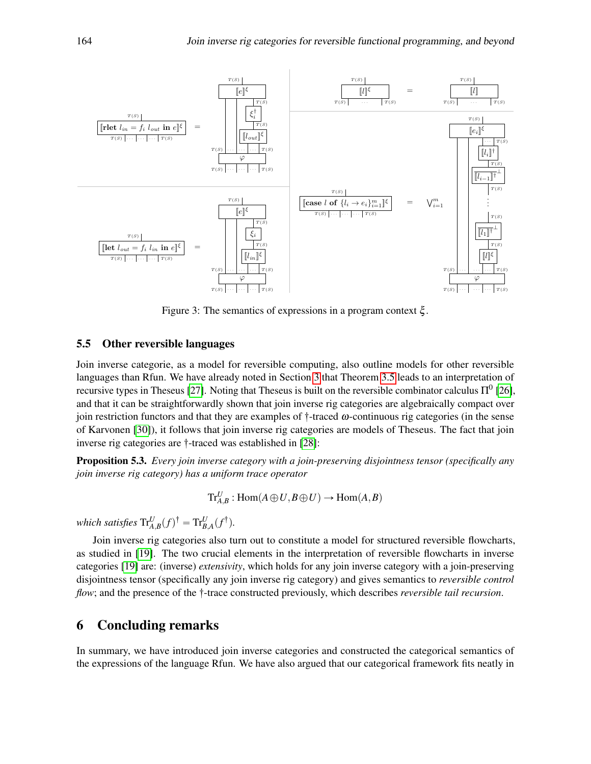Figure 3: The semantics of expressions in a program context $\xi$.

### 5.5 Other reversible languages

Join inverse categorie, as a model for reversible computing, also outline models for other reversible languages than Rfun. We have already noted in Section 3 that Theorem 3.5 leads to an interpretation of recursive types in Theseus [27]. Noting that Theseus is built on the reversible combinator calculus $\Pi^0$ [26], and that it can be straightforwardly shown that join inverse rig categories are algebraically compact over join restriction functors and that they are examples of †-traced $\omega$-continuous rig categories (in the sense of Karvonen [30]), it follows that join inverse rig categories are models of Theseus. The fact that join inverse rig categories are †-traced was established in [28]:

**Proposition 5.3.** *Every join inverse category with a join-preserving disjointness tensor (specifically any join inverse rig category) has a uniform trace operator*

$$\mathrm{Tr}^U_{A,B} : \mathrm{Hom}(A \oplus U, B \oplus U) \to \mathrm{Hom}(A,B)$$

*which satisfies* $\mathrm{Tr}^U_{A,B}(f)^\dagger = \mathrm{Tr}^U_{B,A}(f^\dagger)$.

Join inverse rig categories also turn out to constitute a model for structured reversible flowcharts, as studied in [19]. The two crucial elements in the interpretation of reversible flowcharts in inverse categories [19] are: (inverse) *extensivity*, which holds for any join inverse category with a join-preserving disjointness tensor (specifically any join inverse rig category) and gives semantics to *reversible control flow*; and the presence of the †-trace constructed previously, which describes *reversible tail recursion*.

## 6 Concluding remarks

In summary, we have introduced join inverse categories and constructed the categorical semantics of the expressions of the language Rfun. We have also argued that our categorical framework fits neatly in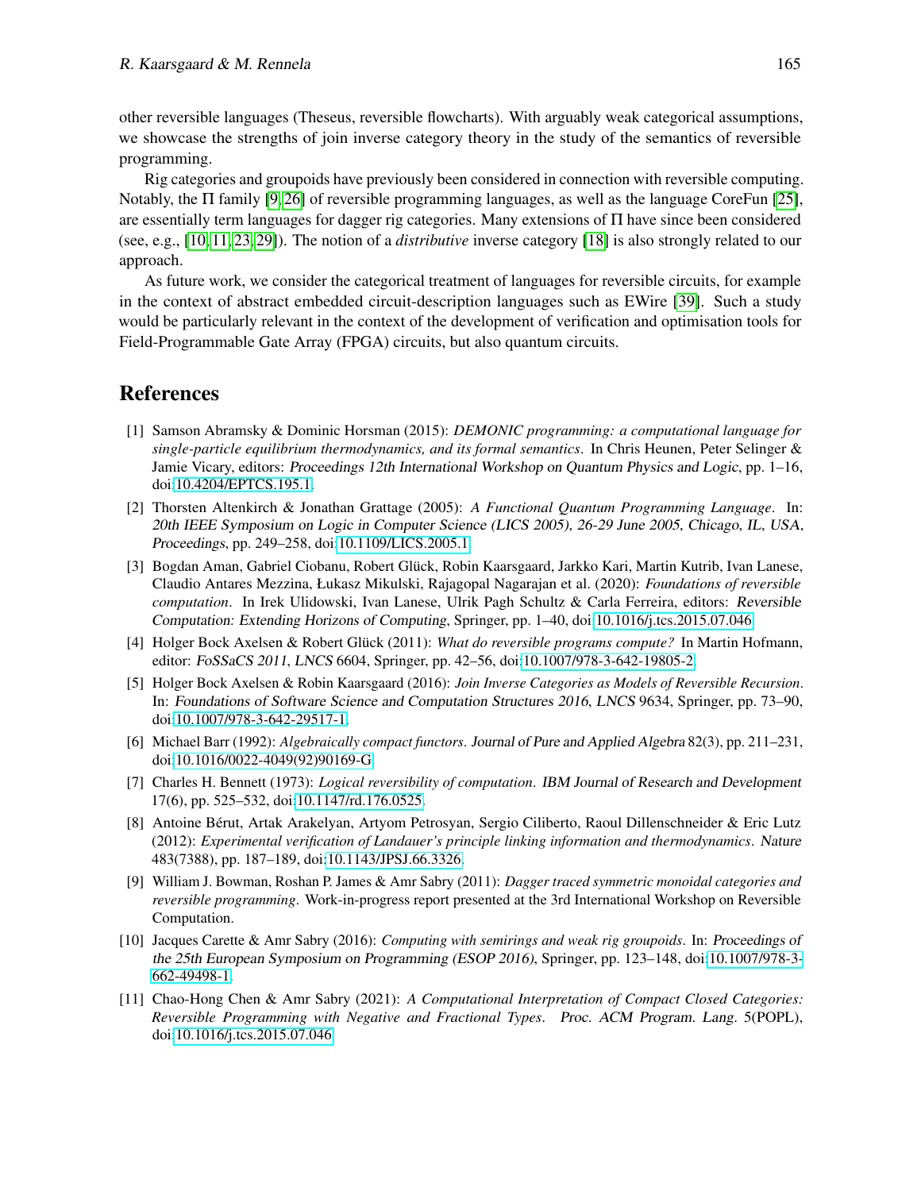other reversible languages (Theseus, reversible flowcharts). With arguably weak categorical assumptions, we showcase the strengths of join inverse category theory in the study of the semantics of reversible programming.

Rig categories and groupoids have previously been considered in connection with reversible computing. Notably, the $\Pi$ family [9, 26] of reversible programming languages, as well as the language CoreFun [25], are essentially term languages for dagger rig categories. Many extensions of $\Pi$ have since been considered (see, e.g., [10, 11, 23, 29]). The notion of a *distributive* inverse category [18] is also strongly related to our approach.

As future work, we consider the categorical treatment of languages for reversible circuits, for example in the context of abstract embedded circuit-description languages such as EWire [39]. Such a study would be particularly relevant in the context of the development of verification and optimisation tools for Field-Programmable Gate Array (FPGA) circuits, but also quantum circuits.

## References

[1] Samson Abramsky & Dominic Horsman (2015): *DEMONIC programming: a computational language for single-particle equilibrium thermodynamics, and its formal semantics*. In Chris Heunen, Peter Selinger & Jamie Vicary, editors: Proceedings 12th International Workshop on Quantum Physics and Logic, pp. 1–16, doi:10.4204/EPTCS.195.1.

[2] Thorsten Altenkirch & Jonathan Grattage (2005): *A Functional Quantum Programming Language*. In: 20th IEEE Symposium on Logic in Computer Science (LICS 2005), 26-29 June 2005, Chicago, IL, USA, Proceedings, pp. 249–258, doi:10.1109/LICS.2005.1.

[3] Bogdan Aman, Gabriel Ciobanu, Robert Glück, Robin Kaarsgaard, Jarkko Kari, Martin Kutrib, Ivan Lanese, Claudio Antares Mezzina, Łukasz Mikulski, Rajagopal Nagarajan et al. (2020): *Foundations of reversible computation*. In Irek Ulidowski, Ivan Lanese, Ulrik Pagh Schultz & Carla Ferreira, editors: Reversible Computation: Extending Horizons of Computing, Springer, pp. 1–40, doi:10.1016/j.tcs.2015.07.046.

[4] Holger Bock Axelsen & Robert Glück (2011): *What do reversible programs compute?* In Martin Hofmann, editor: FoSSaCS 2011, LNCS 6604, Springer, pp. 42–56, doi:10.1007/978-3-642-19805-2.

[5] Holger Bock Axelsen & Robin Kaarsgaard (2016): *Join Inverse Categories as Models of Reversible Recursion*. In: Foundations of Software Science and Computation Structures 2016, LNCS 9634, Springer, pp. 73–90, doi:10.1007/978-3-642-29517-1.

[6] Michael Barr (1992): *Algebraically compact functors*. Journal of Pure and Applied Algebra 82(3), pp. 211–231, doi:10.1016/0022-4049(92)90169-G.

[7] Charles H. Bennett (1973): *Logical reversibility of computation*. IBM Journal of Research and Development 17(6), pp. 525–532, doi:10.1147/rd.176.0525.

[8] Antoine Bérut, Artak Arakelyan, Artyom Petrosyan, Sergio Ciliberto, Raoul Dillenschneider & Eric Lutz (2012): *Experimental verification of Landauer's principle linking information and thermodynamics*. Nature 483(7388), pp. 187–189, doi:10.1143/JPSJ.66.3326.

[9] William J. Bowman, Roshan P. James & Amr Sabry (2011): *Dagger traced symmetric monoidal categories and reversible programming*. Work-in-progress report presented at the 3rd International Workshop on Reversible Computation.

[10] Jacques Carette & Amr Sabry (2016): *Computing with semirings and weak rig groupoids*. In: Proceedings of the 25th European Symposium on Programming (ESOP 2016), Springer, pp. 123–148, doi:10.1007/978-3-662-49498-1.

[11] Chao-Hong Chen & Amr Sabry (2021): *A Computational Interpretation of Compact Closed Categories: Reversible Programming with Negative and Fractional Types*. Proc. ACM Program. Lang. 5(POPL), doi:10.1016/j.tcs.2015.07.046.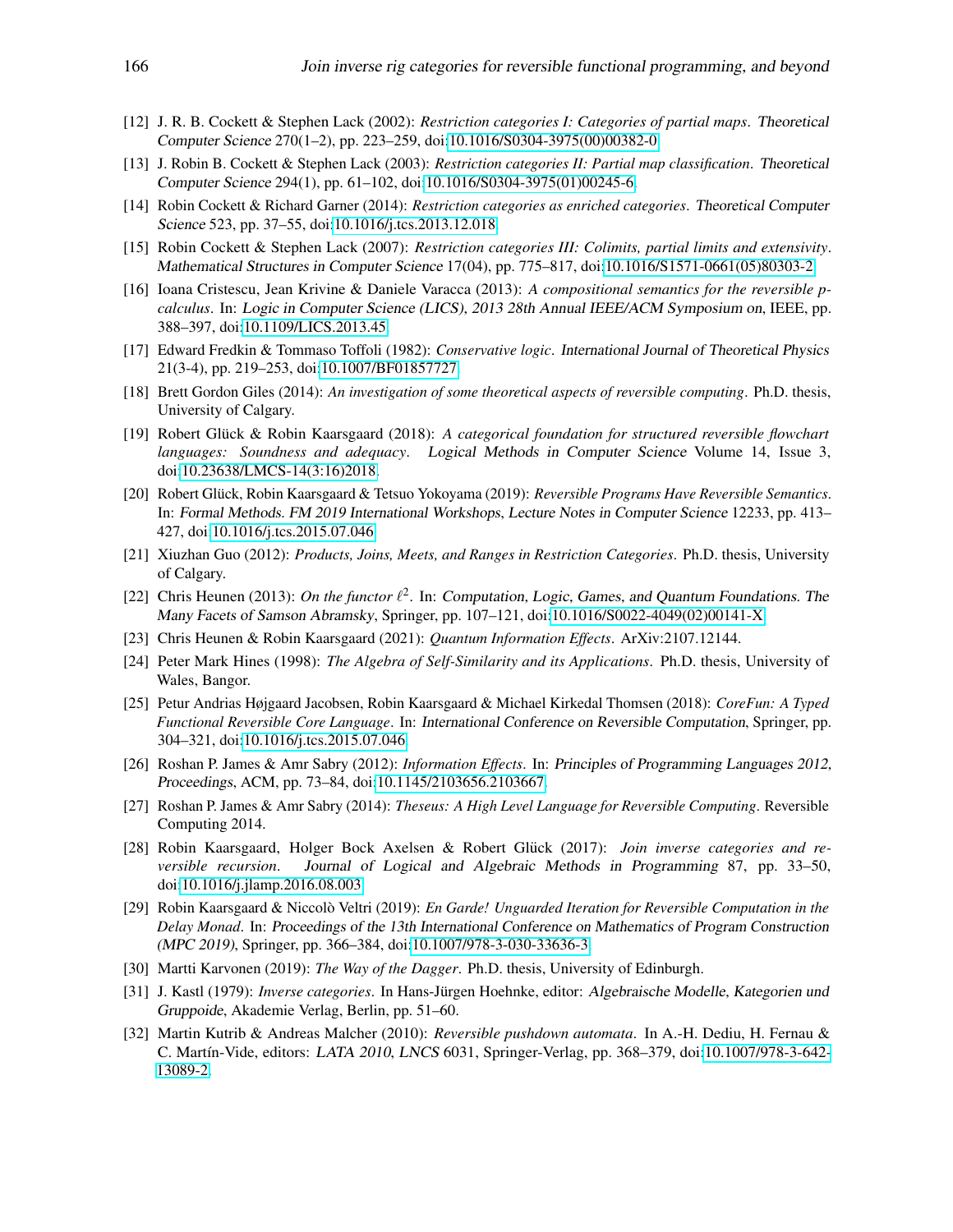[12] J. R. B. Cockett & Stephen Lack (2002): *Restriction categories I: Categories of partial maps*. Theoretical Computer Science 270(1–2), pp. 223–259, doi:10.1016/S0304-3975(00)00382-0.

[13] J. Robin B. Cockett & Stephen Lack (2003): *Restriction categories II: Partial map classification*. Theoretical Computer Science 294(1), pp. 61–102, doi:10.1016/S0304-3975(01)00245-6.

[14] Robin Cockett & Richard Garner (2014): *Restriction categories as enriched categories*. Theoretical Computer Science 523, pp. 37–55, doi:10.1016/j.tcs.2013.12.018.

[15] Robin Cockett & Stephen Lack (2007): *Restriction categories III: Colimits, partial limits and extensivity*. Mathematical Structures in Computer Science 17(04), pp. 775–817, doi:10.1016/S1571-0661(05)80303-2.

[16] Ioana Cristescu, Jean Krivine & Daniele Varacca (2013): *A compositional semantics for the reversible p-calculus*. In: Logic in Computer Science (LICS), 2013 28th Annual IEEE/ACM Symposium on, IEEE, pp. 388–397, doi:10.1109/LICS.2013.45.

[17] Edward Fredkin & Tommaso Toffoli (1982): *Conservative logic*. International Journal of Theoretical Physics 21(3-4), pp. 219–253, doi:10.1007/BF01857727.

[18] Brett Gordon Giles (2014): *An investigation of some theoretical aspects of reversible computing*. Ph.D. thesis, University of Calgary.

[19] Robert Glück & Robin Kaarsgaard (2018): *A categorical foundation for structured reversible flowchart languages: Soundness and adequacy*. Logical Methods in Computer Science Volume 14, Issue 3, doi:10.23638/LMCS-14(3:16)2018.

[20] Robert Glück, Robin Kaarsgaard & Tetsuo Yokoyama (2019): *Reversible Programs Have Reversible Semantics*. In: Formal Methods. FM 2019 International Workshops, Lecture Notes in Computer Science 12233, pp. 413–427, doi:10.1016/j.tcs.2015.07.046.

[21] Xiuzhan Guo (2012): *Products, Joins, Meets, and Ranges in Restriction Categories*. Ph.D. thesis, University of Calgary.

[22] Chris Heunen (2013): *On the functor $\ell^2$*. In: Computation, Logic, Games, and Quantum Foundations. The Many Facets of Samson Abramsky, Springer, pp. 107–121, doi:10.1016/S0022-4049(02)00141-X.

[23] Chris Heunen & Robin Kaarsgaard (2021): *Quantum Information Effects*. ArXiv:2107.12144.

[24] Peter Mark Hines (1998): *The Algebra of Self-Similarity and its Applications*. Ph.D. thesis, University of Wales, Bangor.

[25] Petur Andrias Højgaard Jacobsen, Robin Kaarsgaard & Michael Kirkedal Thomsen (2018): *CoreFun: A Typed Functional Reversible Core Language*. In: International Conference on Reversible Computation, Springer, pp. 304–321, doi:10.1016/j.tcs.2015.07.046.

[26] Roshan P. James & Amr Sabry (2012): *Information Effects*. In: Principles of Programming Languages 2012, Proceedings, ACM, pp. 73–84, doi:10.1145/2103656.2103667.

[27] Roshan P. James & Amr Sabry (2014): *Theseus: A High Level Language for Reversible Computing*. Reversible Computing 2014.

[28] Robin Kaarsgaard, Holger Bock Axelsen & Robert Glück (2017): *Join inverse categories and reversible recursion*. Journal of Logical and Algebraic Methods in Programming 87, pp. 33–50, doi:10.1016/j.jlamp.2016.08.003.

[29] Robin Kaarsgaard & Niccolò Veltri (2019): *En Garde! Unguarded Iteration for Reversible Computation in the Delay Monad*. In: Proceedings of the 13th International Conference on Mathematics of Program Construction (MPC 2019), Springer, pp. 366–384, doi:10.1007/978-3-030-33636-3.

[30] Martti Karvonen (2019): *The Way of the Dagger*. Ph.D. thesis, University of Edinburgh.

[31] J. Kastl (1979): *Inverse categories*. In Hans-Jürgen Hoehnke, editor: Algebraische Modelle, Kategorien und Gruppoide, Akademie Verlag, Berlin, pp. 51–60.

[32] Martin Kutrib & Andreas Malcher (2010): *Reversible pushdown automata*. In A.-H. Dediu, H. Fernau & C. Martín-Vide, editors: LATA 2010, LNCS 6031, Springer-Verlag, pp. 368–379, doi:10.1007/978-3-642-13089-2.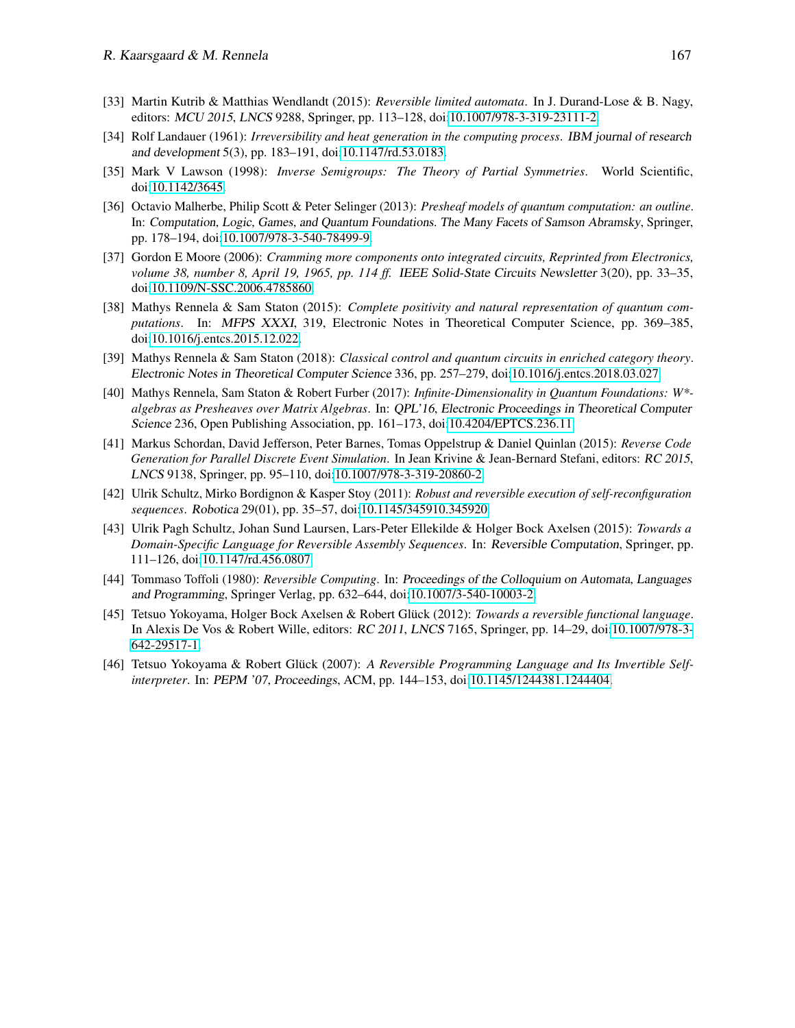[33] Martin Kutrib & Matthias Wendlandt (2015): *Reversible limited automata*. In J. Durand-Lose & B. Nagy, editors: *MCU 2015*, *LNCS* 9288, Springer, pp. 113–128, doi:10.1007/978-3-319-23111-2.

[34] Rolf Landauer (1961): *Irreversibility and heat generation in the computing process*. *IBM journal of research and development* 5(3), pp. 183–191, doi:10.1147/rd.53.0183.

[35] Mark V Lawson (1998): *Inverse Semigroups: The Theory of Partial Symmetries*. World Scientific, doi:10.1142/3645.

[36] Octavio Malherbe, Philip Scott & Peter Selinger (2013): *Presheaf models of quantum computation: an outline*. In: *Computation, Logic, Games, and Quantum Foundations. The Many Facets of Samson Abramsky*, Springer, pp. 178–194, doi:10.1007/978-3-540-78499-9.

[37] Gordon E Moore (2006): *Cramming more components onto integrated circuits, Reprinted from Electronics, volume 38, number 8, April 19, 1965, pp. 114 ff.* *IEEE Solid-State Circuits Newsletter* 3(20), pp. 33–35, doi:10.1109/N-SSC.2006.4785860.

[38] Mathys Rennela & Sam Staton (2015): *Complete positivity and natural representation of quantum computations*. In: *MFPS XXXI*, 319, Electronic Notes in Theoretical Computer Science, pp. 369–385, doi:10.1016/j.entcs.2015.12.022.

[39] Mathys Rennela & Sam Staton (2018): *Classical control and quantum circuits in enriched category theory*. *Electronic Notes in Theoretical Computer Science* 336, pp. 257–279, doi:10.1016/j.entcs.2018.03.027.

[40] Mathys Rennela, Sam Staton & Robert Furber (2017): *Infinite-Dimensionality in Quantum Foundations: W\*-algebras as Presheaves over Matrix Algebras*. In: *QPL'16*, *Electronic Proceedings in Theoretical Computer Science* 236, Open Publishing Association, pp. 161–173, doi:10.4204/EPTCS.236.11.

[41] Markus Schordan, David Jefferson, Peter Barnes, Tomas Oppelstrup & Daniel Quinlan (2015): *Reverse Code Generation for Parallel Discrete Event Simulation*. In Jean Krivine & Jean-Bernard Stefani, editors: *RC 2015*, *LNCS* 9138, Springer, pp. 95–110, doi:10.1007/978-3-319-20860-2.

[42] Ulrik Schultz, Mirko Bordignon & Kasper Stoy (2011): *Robust and reversible execution of self-reconfiguration sequences*. *Robotica* 29(01), pp. 35–57, doi:10.1145/345910.345920.

[43] Ulrik Pagh Schultz, Johan Sund Laursen, Lars-Peter Ellekilde & Holger Bock Axelsen (2015): *Towards a Domain-Specific Language for Reversible Assembly Sequences*. In: *Reversible Computation*, Springer, pp. 111–126, doi:10.1147/rd.456.0807.

[44] Tommaso Toffoli (1980): *Reversible Computing*. In: *Proceedings of the Colloquium on Automata, Languages and Programming*, Springer Verlag, pp. 632–644, doi:10.1007/3-540-10003-2.

[45] Tetsuo Yokoyama, Holger Bock Axelsen & Robert Glück (2012): *Towards a reversible functional language*. In Alexis De Vos & Robert Wille, editors: *RC 2011*, *LNCS* 7165, Springer, pp. 14–29, doi:10.1007/978-3-642-29517-1.

[46] Tetsuo Yokoyama & Robert Glück (2007): *A Reversible Programming Language and Its Invertible Self-interpreter*. In: *PEPM '07, Proceedings*, ACM, pp. 144–153, doi:10.1145/1244381.1244404.